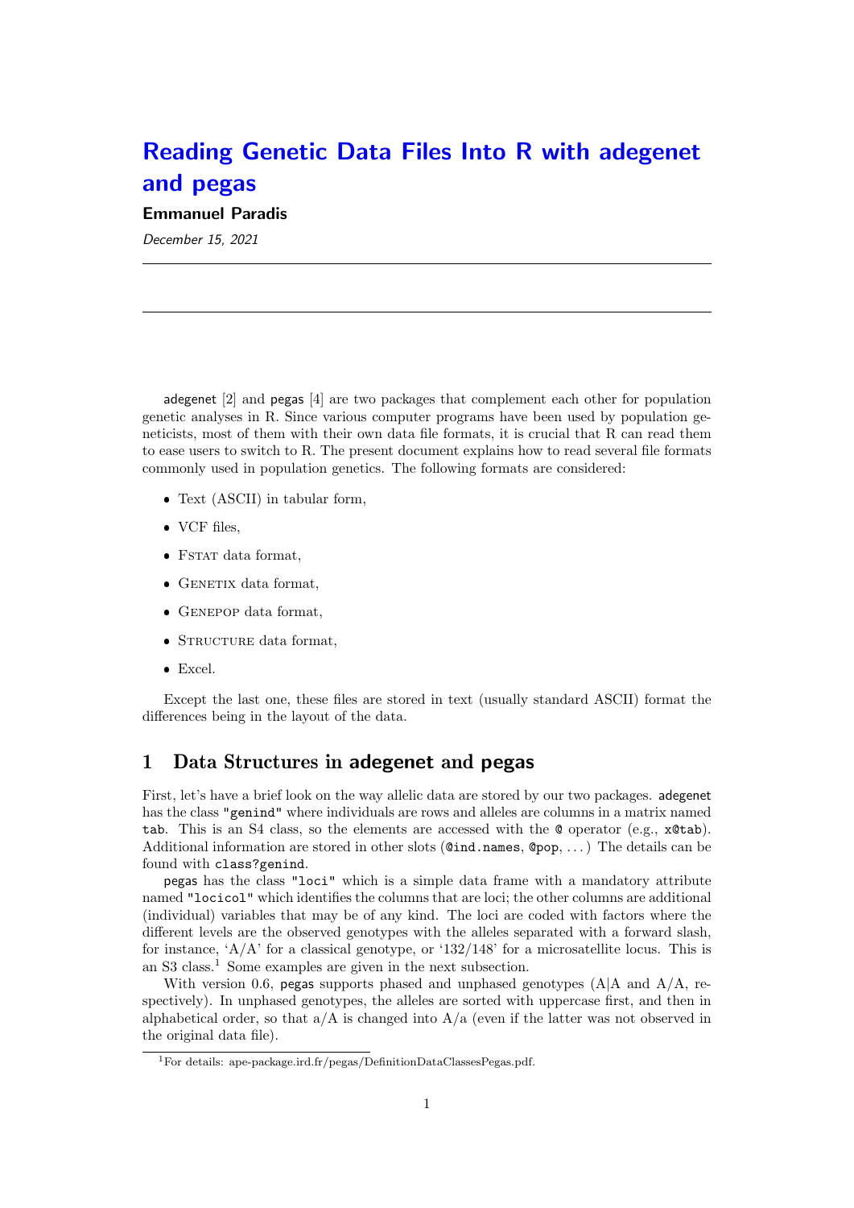# Reading Genetic Data Files Into R with adegenet and pegas

**Emmanuel Paradis**

*December 15, 2021*

---

---

adegenet [2] and pegas [4] are two packages that complement each other for population genetic analyses in R. Since various computer programs have been used by population geneticists, most of them with their own data file formats, it is crucial that R can read them to ease users to switch to R. The present document explains how to read several file formats commonly used in population genetics. The following formats are considered:

- Text (ASCII) in tabular form,
- VCF files,
- FSTAT data format,
- GENETIX data format,
- GENEPOP data format,
- STRUCTURE data format,
- Excel.

Except the last one, these files are stored in text (usually standard ASCII) format the differences being in the layout of the data.

## 1 Data Structures in adegenet and pegas

First, let's have a brief look on the way allelic data are stored by our two packages. adegenet has the class `"genind"` where individuals are rows and alleles are columns in a matrix named `tab`. This is an S4 class, so the elements are accessed with the `@` operator (e.g., `x@tab`). Additional information are stored in other slots (`@ind.names`, `@pop`, ...) The details can be found with `class?genind`.

pegas has the class `"loci"` which is a simple data frame with a mandatory attribute named `"locicol"` which identifies the columns that are loci; the other columns are additional (individual) variables that may be of any kind. The loci are coded with factors where the different levels are the observed genotypes with the alleles separated with a forward slash, for instance, 'A/A' for a classical genotype, or '132/148' for a microsatellite locus. This is an S3 class.[1] Some examples are given in the next subsection.

With version 0.6, pegas supports phased and unphased genotypes (A|A and A/A, respectively). In unphased genotypes, the alleles are sorted with uppercase first, and then in alphabetical order, so that a/A is changed into A/a (even if the latter was not observed in the original data file).

---

[1] For details: ape-package.ird.fr/pegas/DefinitionDataClassesPegas.pdf.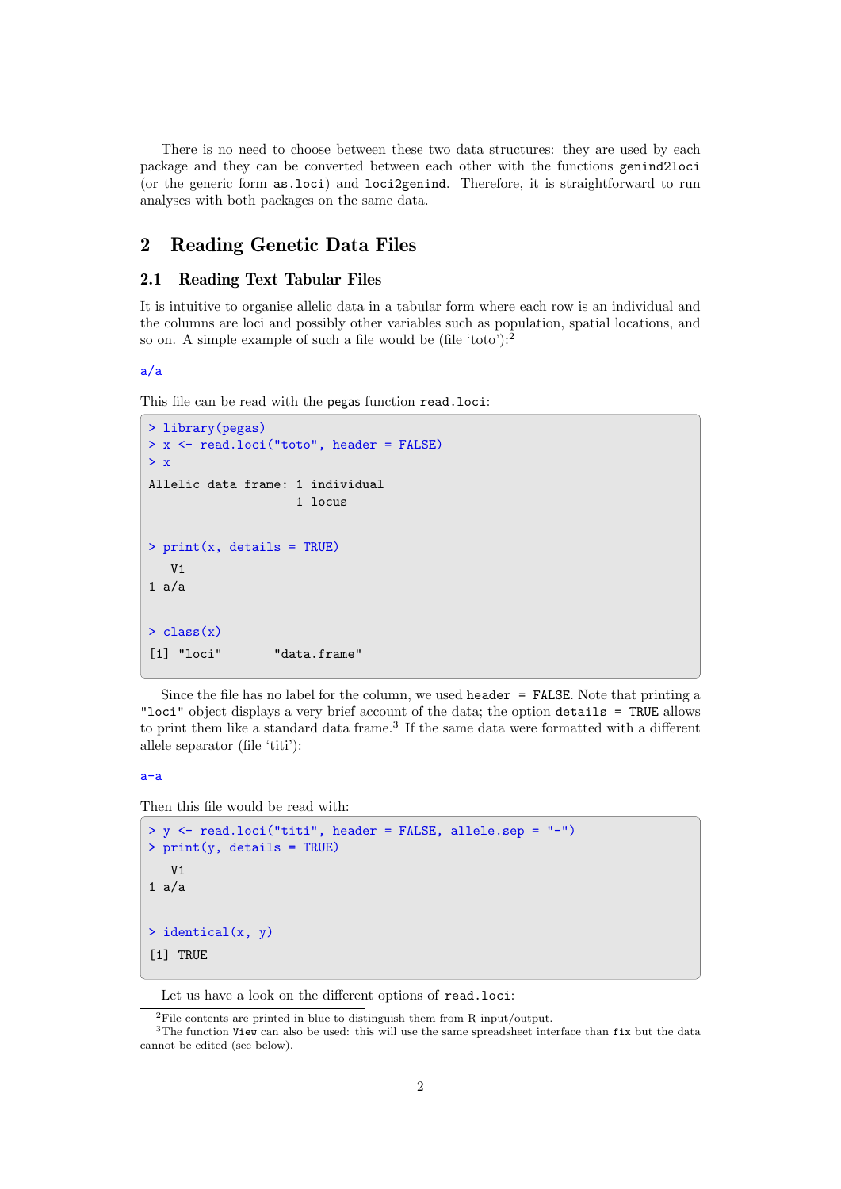There is no need to choose between these two data structures: they are used by each package and they can be converted between each other with the functions `genind2loci` (or the generic form `as.loci`) and `loci2genind`. Therefore, it is straightforward to run analyses with both packages on the same data.

# 2 Reading Genetic Data Files

## 2.1 Reading Text Tabular Files

It is intuitive to organise allelic data in a tabular form where each row is an individual and the columns are loci and possibly other variables such as population, spatial locations, and so on. A simple example of such a file would be (file 'toto'):[2]

```
a/a
```

This file can be read with the `pegas` function `read.loci`:

```
> library(pegas)
> x <- read.loci("toto", header = FALSE)
> x
Allelic data frame: 1 individual
                    1 locus

> print(x, details = TRUE)
   V1
1 a/a

> class(x)
[1] "loci"       "data.frame"
```

Since the file has no label for the column, we used `header = FALSE`. Note that printing a `"loci"` object displays a very brief account of the data; the option `details = TRUE` allows to print them like a standard data frame.[3] If the same data were formatted with a different allele separator (file 'titi'):

```
a-a
```

Then this file would be read with:

```
> y <- read.loci("titi", header = FALSE, allele.sep = "-")
> print(y, details = TRUE)
   V1
1 a/a

> identical(x, y)
[1] TRUE
```

Let us have a look on the different options of `read.loci`:

[2] File contents are printed in blue to distinguish them from R input/output.

[3] The function `View` can also be used: this will use the same spreadsheet interface than `fix` but the data cannot be edited (see below).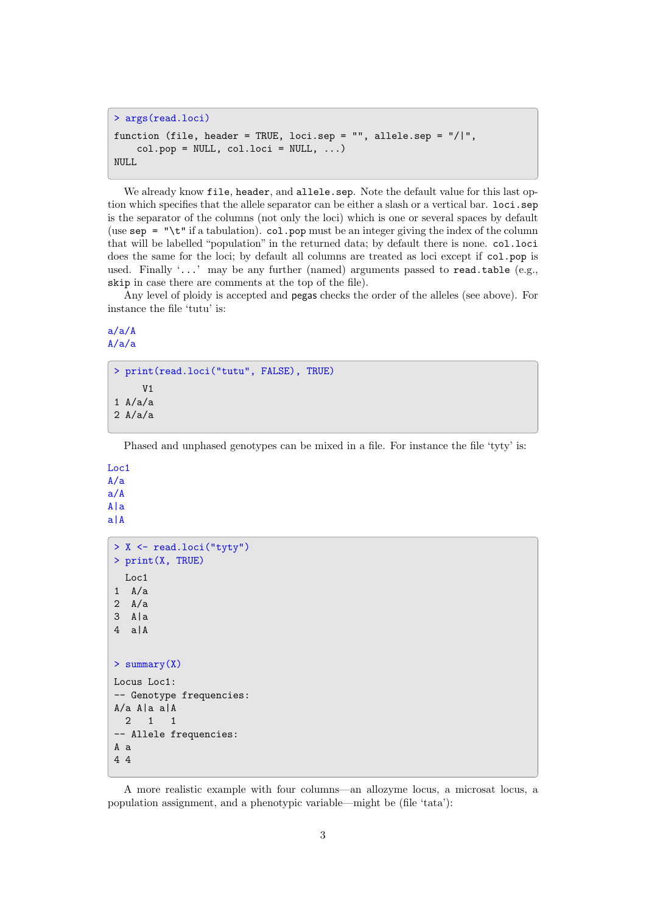```
> args(read.loci)
function (file, header = TRUE, loci.sep = "", allele.sep = "/|",
    col.pop = NULL, col.loci = NULL, ...)
NULL
```

We already know `file`, `header`, and `allele.sep`. Note the default value for this last option which specifies that the allele separator can be either a slash or a vertical bar. `loci.sep` is the separator of the columns (not only the loci) which is one or several spaces by default (use `sep = "\t"` if a tabulation). `col.pop` must be an integer giving the index of the column that will be labelled "population" in the returned data; by default there is none. `col.loci` does the same for the loci; by default all columns are treated as loci except if `col.pop` is used. Finally '`...`' may be any further (named) arguments passed to `read.table` (e.g., `skip` in case there are comments at the top of the file).

Any level of ploidy is accepted and `pegas` checks the order of the alleles (see above). For instance the file 'tutu' is:

```
a/a/A
A/a/a
```

```
> print(read.loci("tutu", FALSE), TRUE)
     V1
1 A/a/a
2 A/a/a
```

Phased and unphased genotypes can be mixed in a file. For instance the file 'tyty' is:

```
Loc1
A/a
a/A
A|a
a|A
```

```
> X <- read.loci("tyty")
> print(X, TRUE)
  Loc1
1  A/a
2  A/a
3  A|a
4  a|A


> summary(X)
Locus Loc1:
-- Genotype frequencies:
A/a A|a a|A
  2   1   1
-- Allele frequencies:
A a
4 4
```

A more realistic example with four columns—an allozyme locus, a microsat locus, a population assignment, and a phenotypic variable—might be (file 'tata'):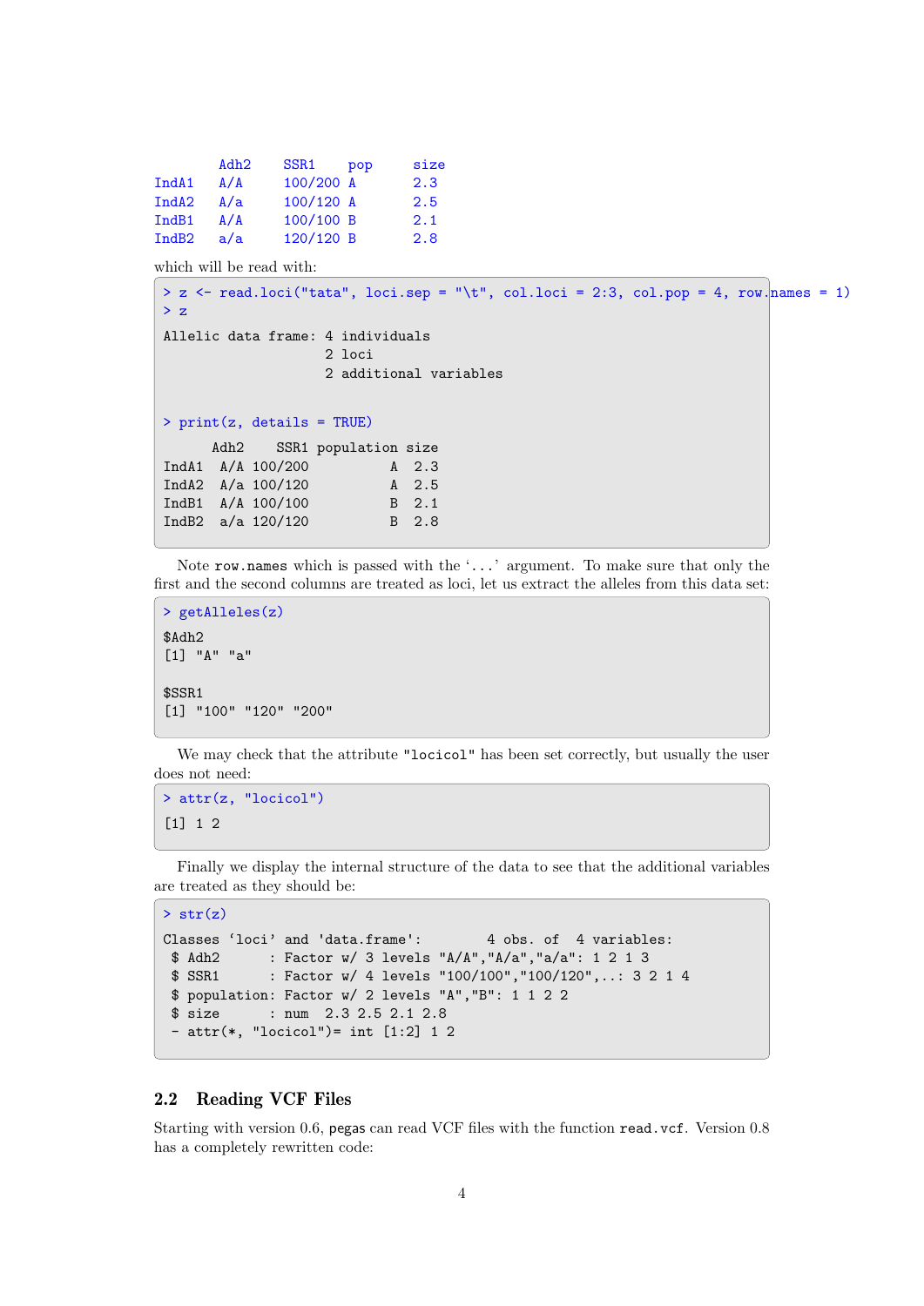```
      Adh2   SSR1    pop    size
IndA1  A/A    100/200 A      2.3
IndA2  A/a    100/120 A      2.5
IndB1  A/A    100/100 B      2.1
IndB2  a/a    120/120 B      2.8
```

which will be read with:

```
> z <- read.loci("tata", loci.sep = "\t", col.loci = 2:3, col.pop = 4, row.names = 1)
> z

Allelic data frame: 4 individuals
                    2 loci
                    2 additional variables


> print(z, details = TRUE)

      Adh2    SSR1 population size
IndA1  A/A 100/200          A  2.3
IndA2  A/a 100/120          A  2.5
IndB1  A/A 100/100          B  2.1
IndB2  a/a 120/120          B  2.8
```

Note `row.names` which is passed with the '`...`' argument. To make sure that only the first and the second columns are treated as loci, let us extract the alleles from this data set:

```
> getAlleles(z)

$Adh2
[1] "A" "a"


$SSR1
[1] "100" "120" "200"
```

We may check that the attribute `"locicol"` has been set correctly, but usually the user does not need:

```
> attr(z, "locicol")

[1] 1 2
```

Finally we display the internal structure of the data to see that the additional variables are treated as they should be:

```
> str(z)

Classes 'loci' and 'data.frame':        4 obs. of  4 variables:
 $ Adh2      : Factor w/ 3 levels "A/A","A/a","a/a": 1 2 1 3
 $ SSR1      : Factor w/ 4 levels "100/100","100/120",..: 3 2 1 4
 $ population: Factor w/ 2 levels "A","B": 1 1 2 2
 $ size      : num  2.3 2.5 2.1 2.8
 - attr(*, "locicol")= int [1:2] 1 2
```

## 2.2 Reading VCF Files

Starting with version 0.6, pegas can read VCF files with the function `read.vcf`. Version 0.8 has a completely rewritten code: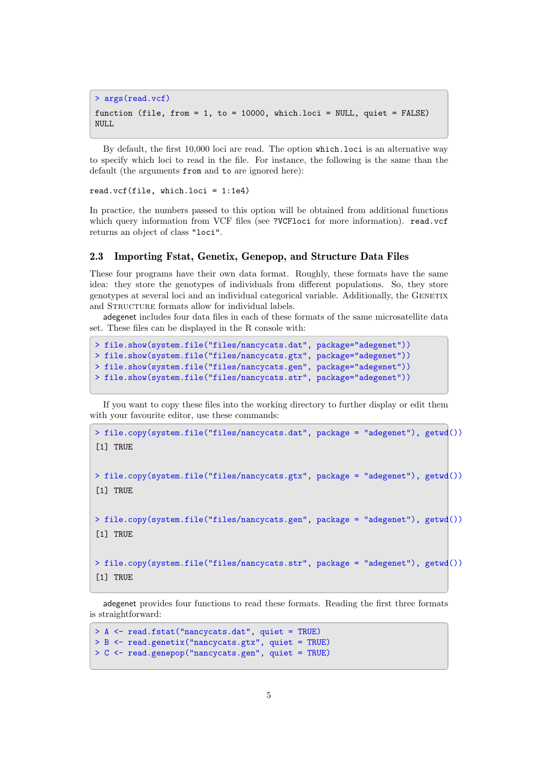```
> args(read.vcf)
function (file, from = 1, to = 10000, which.loci = NULL, quiet = FALSE)
NULL
```

By default, the first 10,000 loci are read. The option `which.loci` is an alternative way to specify which loci to read in the file. For instance, the following is the same than the default (the arguments `from` and `to` are ignored here):

```
read.vcf(file, which.loci = 1:1e4)
```

In practice, the numbers passed to this option will be obtained from additional functions which query information from VCF files (see `?VCFloci` for more information). `read.vcf` returns an object of class `"loci"`.

## 2.3 Importing Fstat, Genetix, Genepop, and Structure Data Files

These four programs have their own data format. Roughly, these formats have the same idea: they store the genotypes of individuals from different populations. So, they store genotypes at several loci and an individual categorical variable. Additionally, the Genetix and Structure formats allow for individual labels.

adegenet includes four data files in each of these formats of the same microsatellite data set. These files can be displayed in the R console with:

```
> file.show(system.file("files/nancycats.dat", package="adegenet"))
> file.show(system.file("files/nancycats.gtx", package="adegenet"))
> file.show(system.file("files/nancycats.gen", package="adegenet"))
> file.show(system.file("files/nancycats.str", package="adegenet"))
```

If you want to copy these files into the working directory to further display or edit them with your favourite editor, use these commands:

```
> file.copy(system.file("files/nancycats.dat", package = "adegenet"), getwd())
[1] TRUE

> file.copy(system.file("files/nancycats.gtx", package = "adegenet"), getwd())
[1] TRUE

> file.copy(system.file("files/nancycats.gen", package = "adegenet"), getwd())
[1] TRUE

> file.copy(system.file("files/nancycats.str", package = "adegenet"), getwd())
[1] TRUE
```

adegenet provides four functions to read these formats. Reading the first three formats is straightforward:

```
> A <- read.fstat("nancycats.dat", quiet = TRUE)
> B <- read.genetix("nancycats.gtx", quiet = TRUE)
> C <- read.genepop("nancycats.gen", quiet = TRUE)
```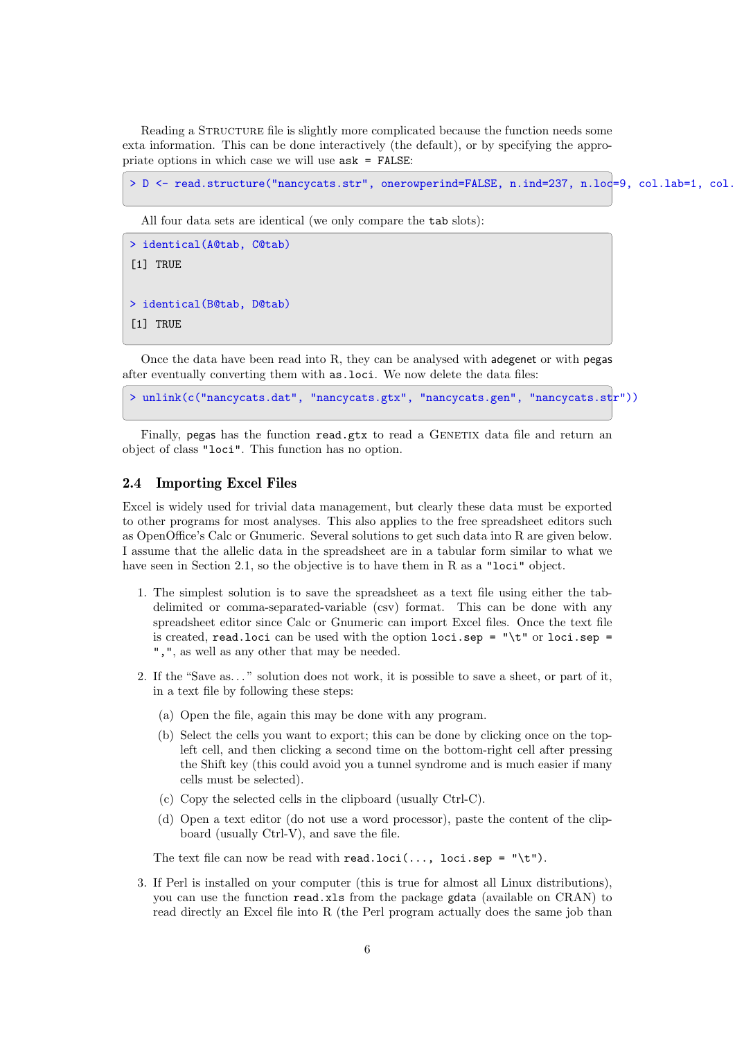Reading a STRUCTURE file is slightly more complicated because the function needs some exta information. This can be done interactively (the default), or by specifying the appropriate options in which case we will use `ask = FALSE`:

```
> D <- read.structure("nancycats.str", onerowperind=FALSE, n.ind=237, n.loc=9, col.lab=1, col.
```

All four data sets are identical (we only compare the `tab` slots):

```
> identical(A@tab, C@tab)
[1] TRUE

> identical(B@tab, D@tab)
[1] TRUE
```

Once the data have been read into R, they can be analysed with adegenet or with pegas after eventually converting them with `as.loci`. We now delete the data files:

```
> unlink(c("nancycats.dat", "nancycats.gtx", "nancycats.gen", "nancycats.str"))
```

Finally, pegas has the function `read.gtx` to read a GENETIX data file and return an object of class `"loci"`. This function has no option.

## 2.4 Importing Excel Files

Excel is widely used for trivial data management, but clearly these data must be exported to other programs for most analyses. This also applies to the free spreadsheet editors such as OpenOffice's Calc or Gnumeric. Several solutions to get such data into R are given below. I assume that the allelic data in the spreadsheet are in a tabular form similar to what we have seen in Section 2.1, so the objective is to have them in R as a `"loci"` object.

1. The simplest solution is to save the spreadsheet as a text file using either the tab-delimited or comma-separated-variable (csv) format. This can be done with any spreadsheet editor since Calc or Gnumeric can import Excel files. Once the text file is created, `read.loci` can be used with the option `loci.sep = "\t"` or `loci.sep = ","`, as well as any other that may be needed.

2. If the "Save as…" solution does not work, it is possible to save a sheet, or part of it, in a text file by following these steps:

   (a) Open the file, again this may be done with any program.

   (b) Select the cells you want to export; this can be done by clicking once on the top-left cell, and then clicking a second time on the bottom-right cell after pressing the Shift key (this could avoid you a tunnel syndrome and is much easier if many cells must be selected).

   (c) Copy the selected cells in the clipboard (usually Ctrl-C).

   (d) Open a text editor (do not use a word processor), paste the content of the clipboard (usually Ctrl-V), and save the file.

   The text file can now be read with `read.loci(..., loci.sep = "\t")`.

3. If Perl is installed on your computer (this is true for almost all Linux distributions), you can use the function `read.xls` from the package gdata (available on CRAN) to read directly an Excel file into R (the Perl program actually does the same job than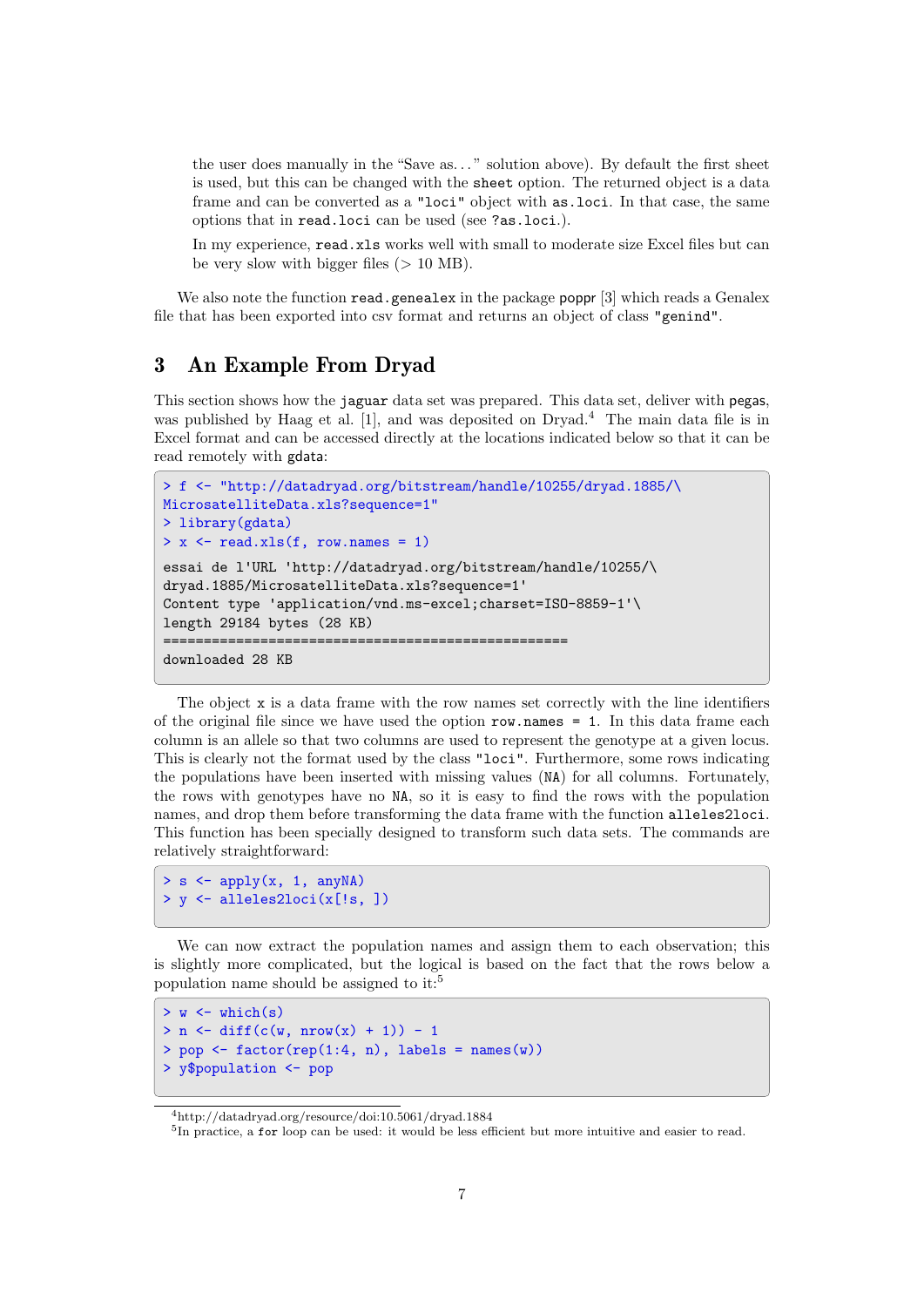the user does manually in the "Save as. . . " solution above). By default the first sheet is used, but this can be changed with the `sheet` option. The returned object is a data frame and can be converted as a `"loci"` object with `as.loci`. In that case, the same options that in `read.loci` can be used (see `?as.loci`.).

In my experience, `read.xls` works well with small to moderate size Excel files but can be very slow with bigger files (> 10 MB).

We also note the function `read.genealex` in the package poppr [3] which reads a Genalex file that has been exported into csv format and returns an object of class `"genind"`.

## 3 An Example From Dryad

This section shows how the `jaguar` data set was prepared. This data set, deliver with pegas, was published by Haag et al. [1], and was deposited on Dryad.[4] The main data file is in Excel format and can be accessed directly at the locations indicated below so that it can be read remotely with gdata:

```
> f <- "http://datadryad.org/bitstream/handle/10255/dryad.1885/\
MicrosatelliteData.xls?sequence=1"
> library(gdata)
> x <- read.xls(f, row.names = 1)

essai de l'URL 'http://datadryad.org/bitstream/handle/10255/\
dryad.1885/MicrosatelliteData.xls?sequence=1'
Content type 'application/vnd.ms-excel;charset=ISO-8859-1'\
length 29184 bytes (28 KB)
==================================================
downloaded 28 KB
```

The object `x` is a data frame with the row names set correctly with the line identifiers of the original file since we have used the option `row.names = 1`. In this data frame each column is an allele so that two columns are used to represent the genotype at a given locus. This is clearly not the format used by the class `"loci"`. Furthermore, some rows indicating the populations have been inserted with missing values (`NA`) for all columns. Fortunately, the rows with genotypes have no `NA`, so it is easy to find the rows with the population names, and drop them before transforming the data frame with the function `alleles2loci`. This function has been specially designed to transform such data sets. The commands are relatively straightforward:

```
> s <- apply(x, 1, anyNA)
> y <- alleles2loci(x[!s, ])
```

We can now extract the population names and assign them to each observation; this is slightly more complicated, but the logical is based on the fact that the rows below a population name should be assigned to it:[5]

```
> w <- which(s)
> n <- diff(c(w, nrow(x) + 1)) - 1
> pop <- factor(rep(1:4, n), labels = names(w))
> y$population <- pop
```

[4] http://datadryad.org/resource/doi:10.5061/dryad.1884

[5] In practice, a `for` loop can be used: it would be less efficient but more intuitive and easier to read.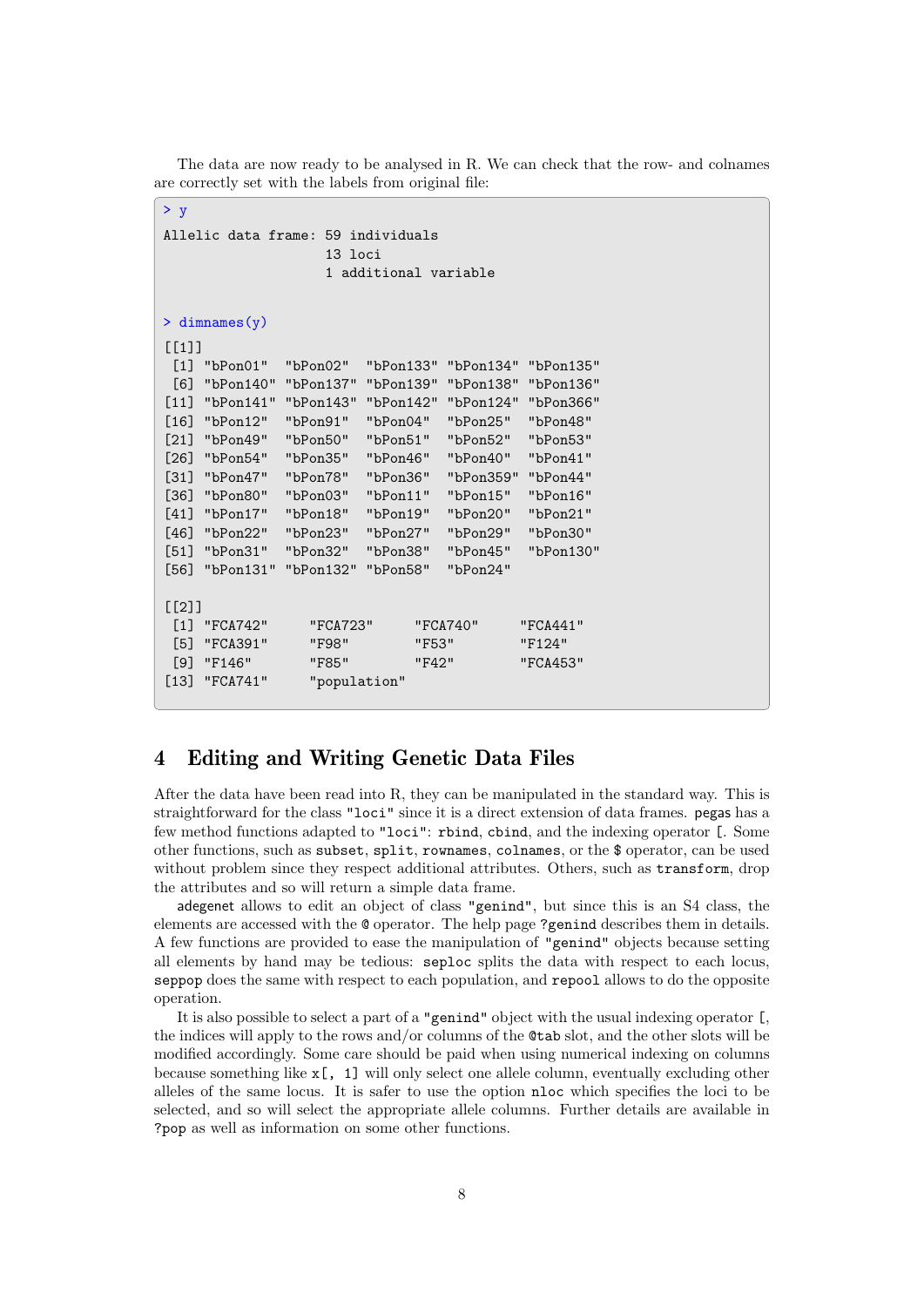The data are now ready to be analysed in R. We can check that the row- and colnames are correctly set with the labels from original file:

```
> y
Allelic data frame: 59 individuals
                    13 loci
                    1 additional variable

> dimnames(y)
[[1]]
 [1] "bPon01"  "bPon02"  "bPon133" "bPon134" "bPon135"
 [6] "bPon140" "bPon137" "bPon139" "bPon138" "bPon136"
[11] "bPon141" "bPon143" "bPon142" "bPon124" "bPon366"
[16] "bPon12"  "bPon91"  "bPon04"  "bPon25"  "bPon48"
[21] "bPon49"  "bPon50"  "bPon51"  "bPon52"  "bPon53"
[26] "bPon54"  "bPon35"  "bPon46"  "bPon40"  "bPon41"
[31] "bPon47"  "bPon78"  "bPon36"  "bPon359" "bPon44"
[36] "bPon80"  "bPon03"  "bPon11"  "bPon15"  "bPon16"
[41] "bPon17"  "bPon18"  "bPon19"  "bPon20"  "bPon21"
[46] "bPon22"  "bPon23"  "bPon27"  "bPon29"  "bPon30"
[51] "bPon31"  "bPon32"  "bPon38"  "bPon45"  "bPon130"
[56] "bPon131" "bPon132" "bPon58"  "bPon24"

[[2]]
 [1] "FCA742"     "FCA723"     "FCA740"     "FCA441"
 [5] "FCA391"     "F98"        "F53"        "F124"
 [9] "F146"       "F85"        "F42"        "FCA453"
[13] "FCA741"     "population"
```

# 4 Editing and Writing Genetic Data Files

After the data have been read into R, they can be manipulated in the standard way. This is straightforward for the class `"loci"` since it is a direct extension of data frames. `pegas` has a few method functions adapted to `"loci"`: `rbind`, `cbind`, and the indexing operator `[`. Some other functions, such as `subset`, `split`, `rownames`, `colnames`, or the `$` operator, can be used without problem since they respect additional attributes. Others, such as `transform`, drop the attributes and so will return a simple data frame.

`adegenet` allows to edit an object of class `"genind"`, but since this is an S4 class, the elements are accessed with the `@` operator. The help page `?genind` describes them in details. A few functions are provided to ease the manipulation of `"genind"` objects because setting all elements by hand may be tedious: `seploc` splits the data with respect to each locus, `seppop` does the same with respect to each population, and `repool` allows to do the opposite operation.

It is also possible to select a part of a `"genind"` object with the usual indexing operator `[`, the indices will apply to the rows and/or columns of the `@tab` slot, and the other slots will be modified accordingly. Some care should be paid when using numerical indexing on columns because something like `x[, 1]` will only select one allele column, eventually excluding other alleles of the same locus. It is safer to use the option `nloc` which specifies the loci to be selected, and so will select the appropriate allele columns. Further details are available in `?pop` as well as information on some other functions.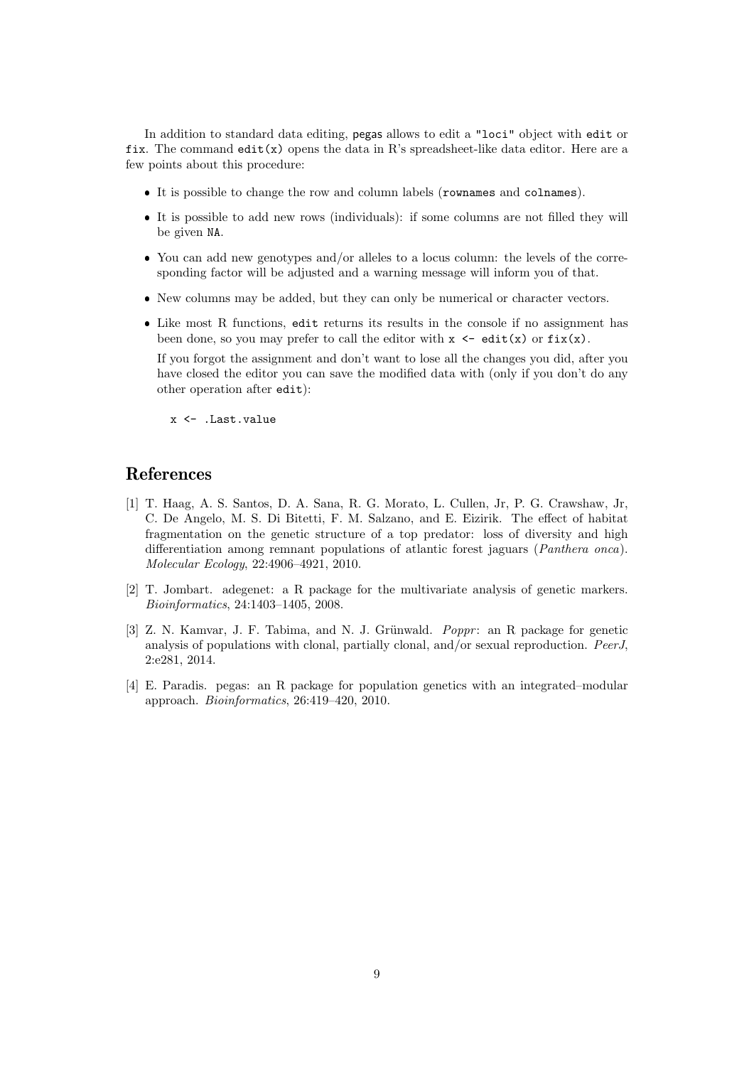In addition to standard data editing, pegas allows to edit a "loci" object with edit or fix. The command edit(x) opens the data in R's spreadsheet-like data editor. Here are a few points about this procedure:

- It is possible to change the row and column labels (rownames and colnames).
- It is possible to add new rows (individuals): if some columns are not filled they will be given NA.
- You can add new genotypes and/or alleles to a locus column: the levels of the corresponding factor will be adjusted and a warning message will inform you of that.
- New columns may be added, but they can only be numerical or character vectors.
- Like most R functions, edit returns its results in the console if no assignment has been done, so you may prefer to call the editor with x <- edit(x) or fix(x).

  If you forgot the assignment and don't want to lose all the changes you did, after you have closed the editor you can save the modified data with (only if you don't do any other operation after edit):

  ```
  x <- .Last.value
  ```

## References

[1] T. Haag, A. S. Santos, D. A. Sana, R. G. Morato, L. Cullen, Jr, P. G. Crawshaw, Jr, C. De Angelo, M. S. Di Bitetti, F. M. Salzano, and E. Eizirik. The effect of habitat fragmentation on the genetic structure of a top predator: loss of diversity and high differentiation among remnant populations of atlantic forest jaguars (*Panthera onca*). *Molecular Ecology*, 22:4906–4921, 2010.

[2] T. Jombart. adegenet: a R package for the multivariate analysis of genetic markers. *Bioinformatics*, 24:1403–1405, 2008.

[3] Z. N. Kamvar, J. F. Tabima, and N. J. Grünwald. *Poppr*: an R package for genetic analysis of populations with clonal, partially clonal, and/or sexual reproduction. *PeerJ*, 2:e281, 2014.

[4] E. Paradis. pegas: an R package for population genetics with an integrated–modular approach. *Bioinformatics*, 26:419–420, 2010.